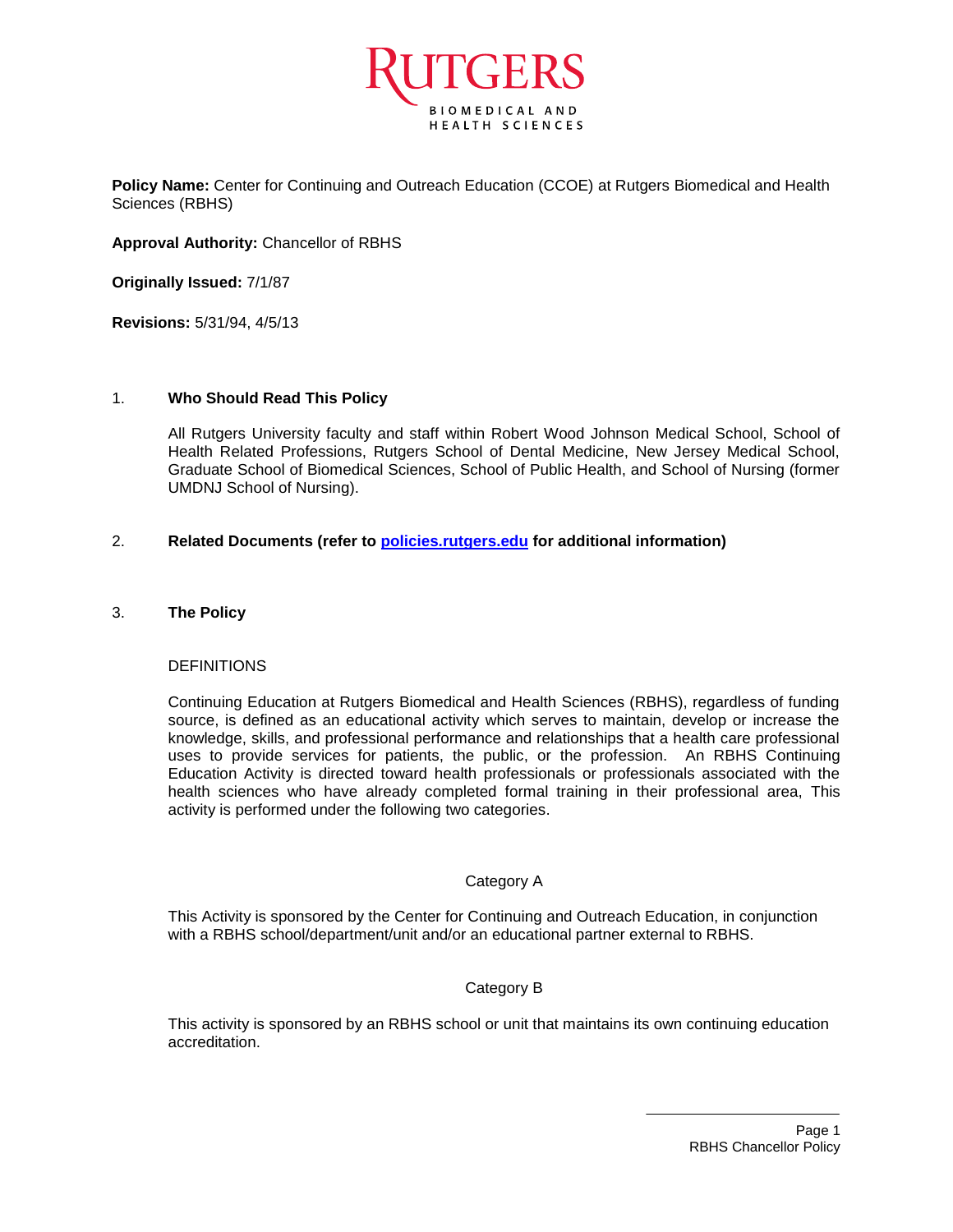**Policy Name:** Center for Continuing and Outreach Education (CCOE) at Rutgers Biomedical and Health Sciences (RBHS)

**Approval Authority:** Chancellor of RBHS

**Originally Issued:** 7/1/87

**Revisions:** 5/31/94, 4/5/13

## 1. Who Should Read This Policy

All Rutgers University faculty and staff within Robert Wood Johnson Medical School, School of Health Related Professions, Rutgers School of Dental Medicine, New Jersey Medical School, Graduate School of Biomedical Sciences, School of Public Health, and School of Nursing (former UMDNJ School of Nursing).

## 2. Related Documents (refer to [policies.rutgers.edu](http://policies.rutgers.edu) for additional information)

## 3. The Policy

DEFINITIONS

Continuing Education at Rutgers Biomedical and Health Sciences (RBHS), regardless of funding source, is defined as an educational activity which serves to maintain, develop or increase the knowledge, skills, and professional performance and relationships that a health care professional uses to provide services for patients, the public, or the profession. An RBHS Continuing Education Activity is directed toward health professionals or professionals associated with the health sciences who have already completed formal training in their professional area, This activity is performed under the following two categories.

Category A

This Activity is sponsored by the Center for Continuing and Outreach Education, in conjunction with a RBHS school/department/unit and/or an educational partner external to RBHS.

Category B

This activity is sponsored by an RBHS school or unit that maintains its own continuing education accreditation.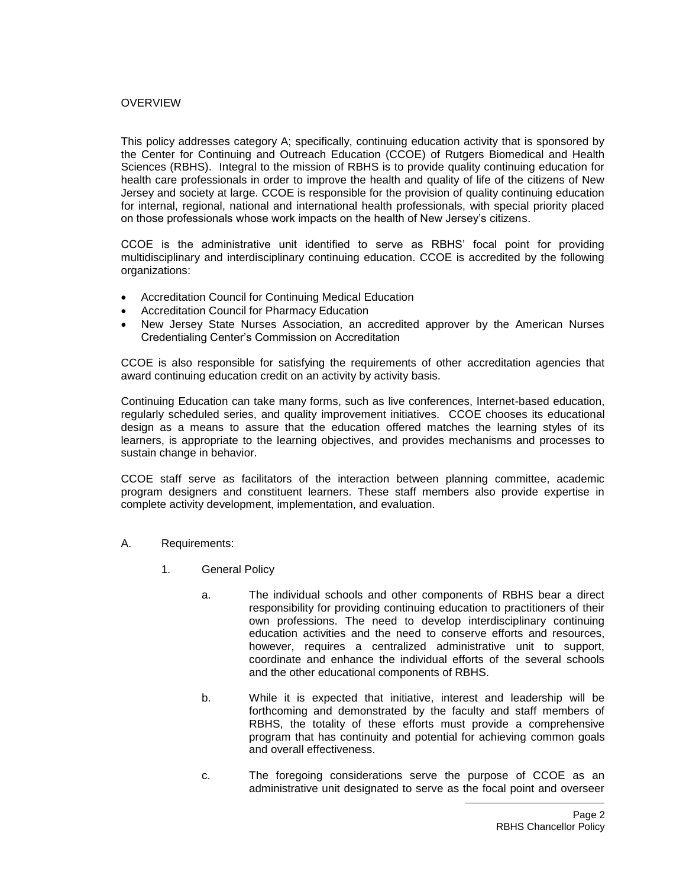## OVERVIEW

This policy addresses category A; specifically, continuing education activity that is sponsored by the Center for Continuing and Outreach Education (CCOE) of Rutgers Biomedical and Health Sciences (RBHS). Integral to the mission of RBHS is to provide quality continuing education for health care professionals in order to improve the health and quality of life of the citizens of New Jersey and society at large. CCOE is responsible for the provision of quality continuing education for internal, regional, national and international health professionals, with special priority placed on those professionals whose work impacts on the health of New Jersey's citizens.

CCOE is the administrative unit identified to serve as RBHS' focal point for providing multidisciplinary and interdisciplinary continuing education. CCOE is accredited by the following organizations:

- Accreditation Council for Continuing Medical Education
- Accreditation Council for Pharmacy Education
- New Jersey State Nurses Association, an accredited approver by the American Nurses Credentialing Center's Commission on Accreditation

CCOE is also responsible for satisfying the requirements of other accreditation agencies that award continuing education credit on an activity by activity basis.

Continuing Education can take many forms, such as live conferences, Internet-based education, regularly scheduled series, and quality improvement initiatives. CCOE chooses its educational design as a means to assure that the education offered matches the learning styles of its learners, is appropriate to the learning objectives, and provides mechanisms and processes to sustain change in behavior.

CCOE staff serve as facilitators of the interaction between planning committee, academic program designers and constituent learners. These staff members also provide expertise in complete activity development, implementation, and evaluation.

A. Requirements:

1. General Policy

   a. The individual schools and other components of RBHS bear a direct responsibility for providing continuing education to practitioners of their own professions. The need to develop interdisciplinary continuing education activities and the need to conserve efforts and resources, however, requires a centralized administrative unit to support, coordinate and enhance the individual efforts of the several schools and the other educational components of RBHS.

   b. While it is expected that initiative, interest and leadership will be forthcoming and demonstrated by the faculty and staff members of RBHS, the totality of these efforts must provide a comprehensive program that has continuity and potential for achieving common goals and overall effectiveness.

   c. The foregoing considerations serve the purpose of CCOE as an administrative unit designated to serve as the focal point and overseer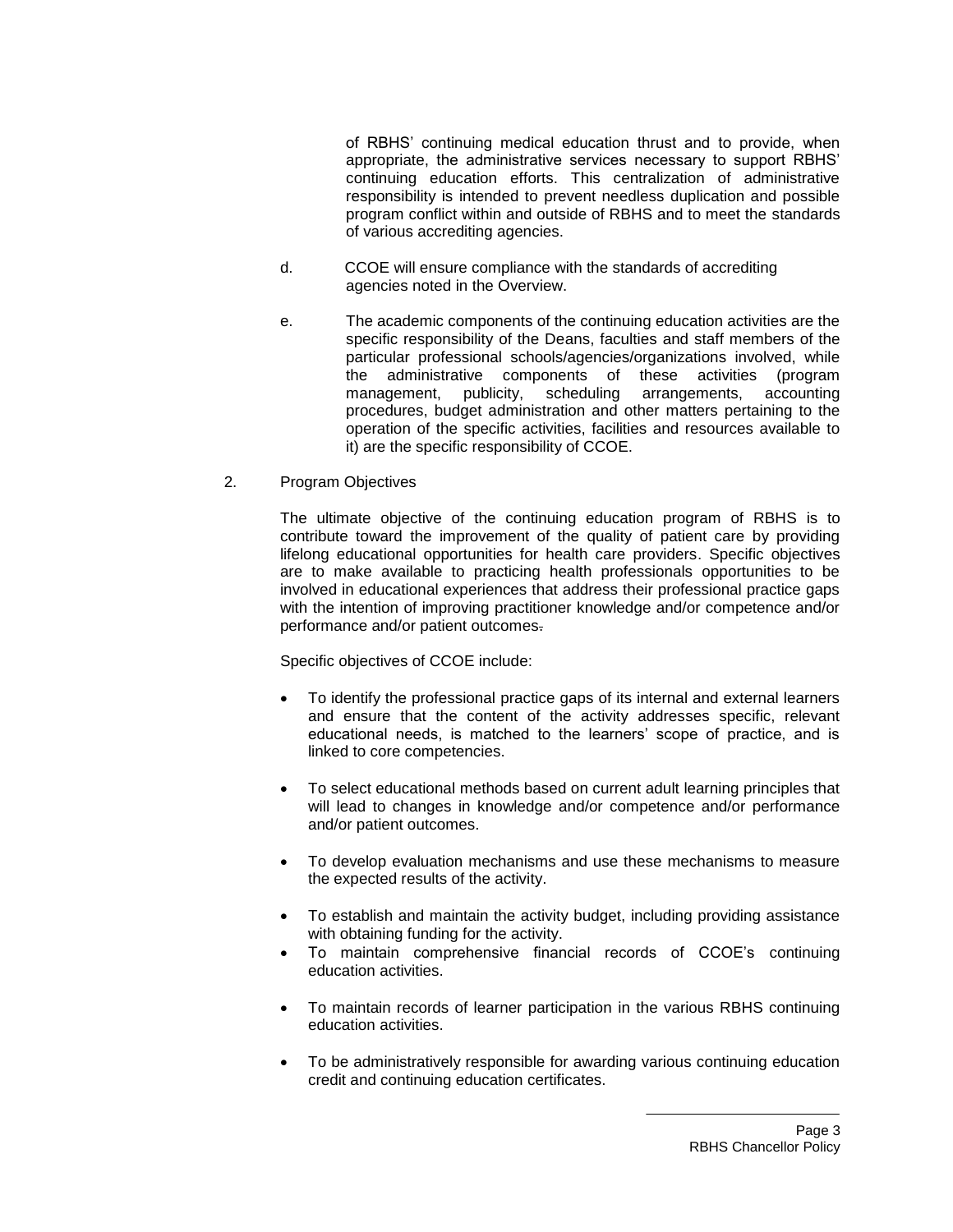of RBHS' continuing medical education thrust and to provide, when appropriate, the administrative services necessary to support RBHS' continuing education efforts. This centralization of administrative responsibility is intended to prevent needless duplication and possible program conflict within and outside of RBHS and to meet the standards of various accrediting agencies.

d. CCOE will ensure compliance with the standards of accrediting agencies noted in the Overview.

e. The academic components of the continuing education activities are the specific responsibility of the Deans, faculties and staff members of the particular professional schools/agencies/organizations involved, while the administrative components of these activities (program management, publicity, scheduling arrangements, accounting procedures, budget administration and other matters pertaining to the operation of the specific activities, facilities and resources available to it) are the specific responsibility of CCOE.

2. Program Objectives

The ultimate objective of the continuing education program of RBHS is to contribute toward the improvement of the quality of patient care by providing lifelong educational opportunities for health care providers. Specific objectives are to make available to practicing health professionals opportunities to be involved in educational experiences that address their professional practice gaps with the intention of improving practitioner knowledge and/or competence and/or performance and/or patient outcomes.

Specific objectives of CCOE include:

- To identify the professional practice gaps of its internal and external learners and ensure that the content of the activity addresses specific, relevant educational needs, is matched to the learners' scope of practice, and is linked to core competencies.
- To select educational methods based on current adult learning principles that will lead to changes in knowledge and/or competence and/or performance and/or patient outcomes.
- To develop evaluation mechanisms and use these mechanisms to measure the expected results of the activity.
- To establish and maintain the activity budget, including providing assistance with obtaining funding for the activity.
- To maintain comprehensive financial records of CCOE's continuing education activities.
- To maintain records of learner participation in the various RBHS continuing education activities.
- To be administratively responsible for awarding various continuing education credit and continuing education certificates.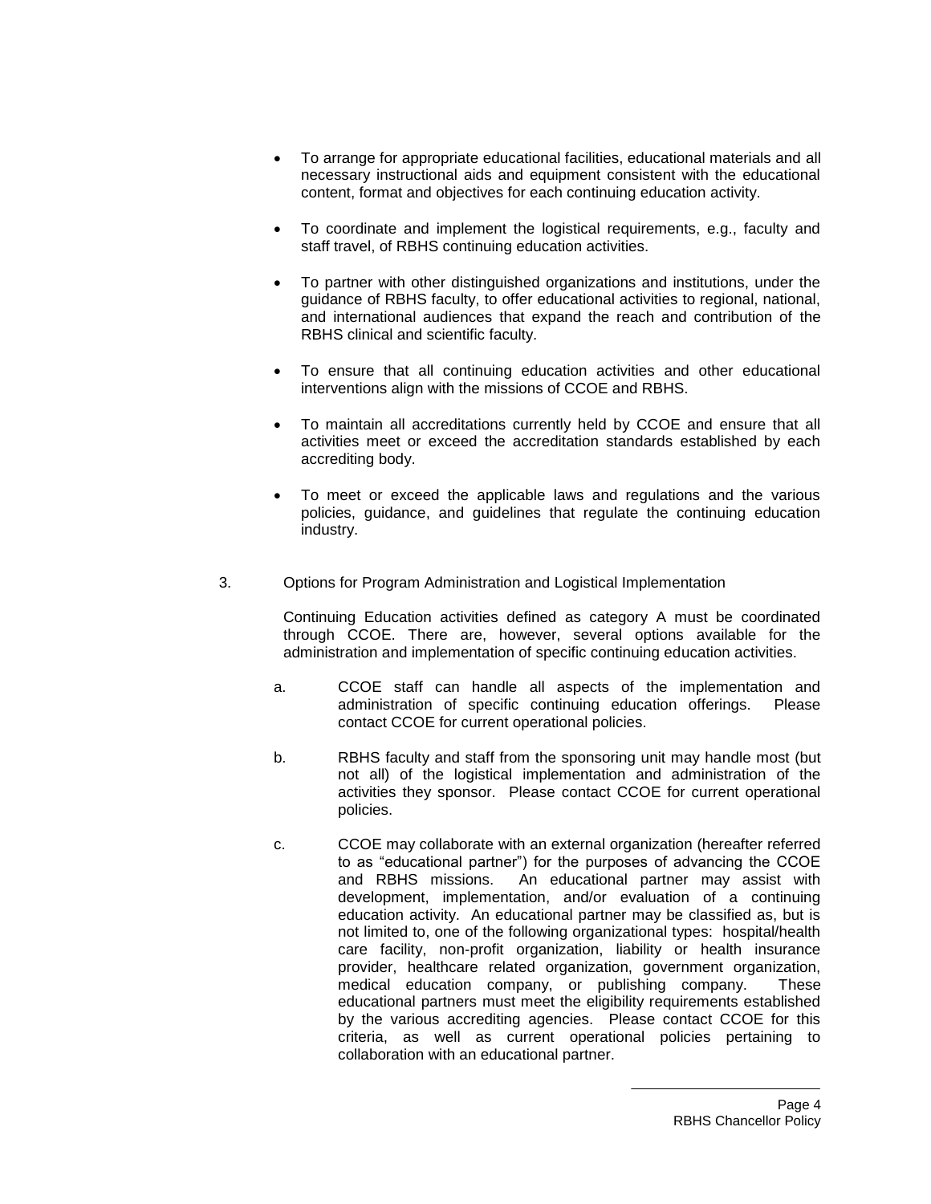- To arrange for appropriate educational facilities, educational materials and all necessary instructional aids and equipment consistent with the educational content, format and objectives for each continuing education activity.

- To coordinate and implement the logistical requirements, e.g., faculty and staff travel, of RBHS continuing education activities.

- To partner with other distinguished organizations and institutions, under the guidance of RBHS faculty, to offer educational activities to regional, national, and international audiences that expand the reach and contribution of the RBHS clinical and scientific faculty.

- To ensure that all continuing education activities and other educational interventions align with the missions of CCOE and RBHS.

- To maintain all accreditations currently held by CCOE and ensure that all activities meet or exceed the accreditation standards established by each accrediting body.

- To meet or exceed the applicable laws and regulations and the various policies, guidance, and guidelines that regulate the continuing education industry.

3. Options for Program Administration and Logistical Implementation

   Continuing Education activities defined as category A must be coordinated through CCOE. There are, however, several options available for the administration and implementation of specific continuing education activities.

   a. CCOE staff can handle all aspects of the implementation and administration of specific continuing education offerings. Please contact CCOE for current operational policies.

   b. RBHS faculty and staff from the sponsoring unit may handle most (but not all) of the logistical implementation and administration of the activities they sponsor. Please contact CCOE for current operational policies.

   c. CCOE may collaborate with an external organization (hereafter referred to as "educational partner") for the purposes of advancing the CCOE and RBHS missions. An educational partner may assist with development, implementation, and/or evaluation of a continuing education activity. An educational partner may be classified as, but is not limited to, one of the following organizational types: hospital/health care facility, non-profit organization, liability or health insurance provider, healthcare related organization, government organization, medical education company, or publishing company. These educational partners must meet the eligibility requirements established by the various accrediting agencies. Please contact CCOE for this criteria, as well as current operational policies pertaining to collaboration with an educational partner.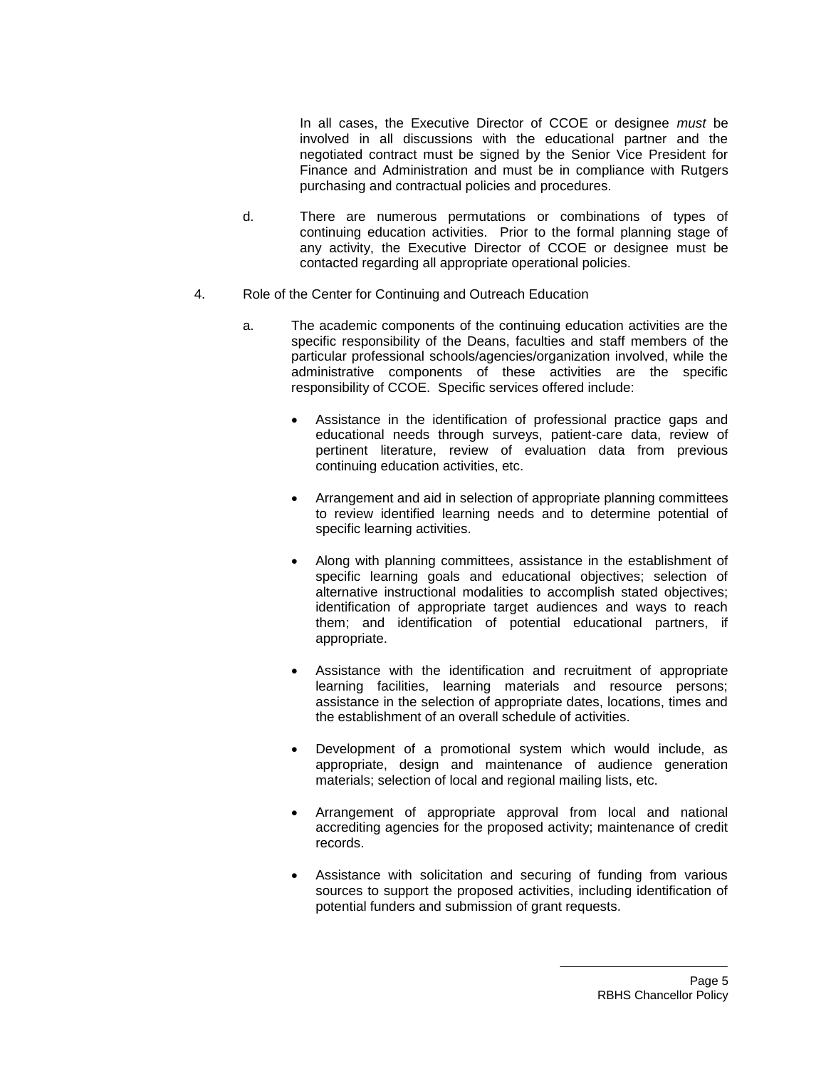In all cases, the Executive Director of CCOE or designee *must* be involved in all discussions with the educational partner and the negotiated contract must be signed by the Senior Vice President for Finance and Administration and must be in compliance with Rutgers purchasing and contractual policies and procedures.

d. There are numerous permutations or combinations of types of continuing education activities. Prior to the formal planning stage of any activity, the Executive Director of CCOE or designee must be contacted regarding all appropriate operational policies.

4. Role of the Center for Continuing and Outreach Education

a. The academic components of the continuing education activities are the specific responsibility of the Deans, faculties and staff members of the particular professional schools/agencies/organization involved, while the administrative components of these activities are the specific responsibility of CCOE. Specific services offered include:

- Assistance in the identification of professional practice gaps and educational needs through surveys, patient-care data, review of pertinent literature, review of evaluation data from previous continuing education activities, etc.

- Arrangement and aid in selection of appropriate planning committees to review identified learning needs and to determine potential of specific learning activities.

- Along with planning committees, assistance in the establishment of specific learning goals and educational objectives; selection of alternative instructional modalities to accomplish stated objectives; identification of appropriate target audiences and ways to reach them; and identification of potential educational partners, if appropriate.

- Assistance with the identification and recruitment of appropriate learning facilities, learning materials and resource persons; assistance in the selection of appropriate dates, locations, times and the establishment of an overall schedule of activities.

- Development of a promotional system which would include, as appropriate, design and maintenance of audience generation materials; selection of local and regional mailing lists, etc.

- Arrangement of appropriate approval from local and national accrediting agencies for the proposed activity; maintenance of credit records.

- Assistance with solicitation and securing of funding from various sources to support the proposed activities, including identification of potential funders and submission of grant requests.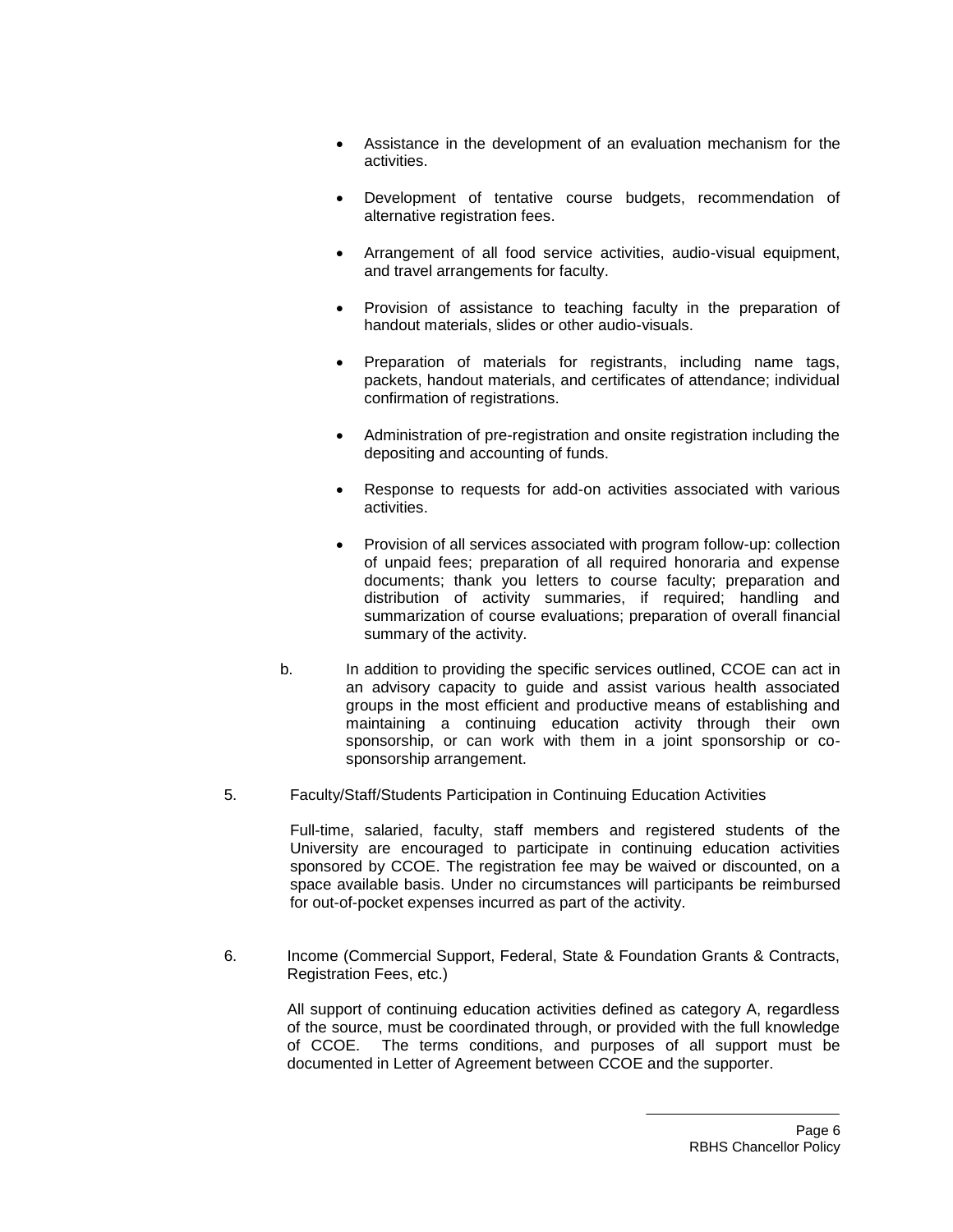- Assistance in the development of an evaluation mechanism for the activities.
- Development of tentative course budgets, recommendation of alternative registration fees.
- Arrangement of all food service activities, audio-visual equipment, and travel arrangements for faculty.
- Provision of assistance to teaching faculty in the preparation of handout materials, slides or other audio-visuals.
- Preparation of materials for registrants, including name tags, packets, handout materials, and certificates of attendance; individual confirmation of registrations.
- Administration of pre-registration and onsite registration including the depositing and accounting of funds.
- Response to requests for add-on activities associated with various activities.
- Provision of all services associated with program follow-up: collection of unpaid fees; preparation of all required honoraria and expense documents; thank you letters to course faculty; preparation and distribution of activity summaries, if required; handling and summarization of course evaluations; preparation of overall financial summary of the activity.

b. In addition to providing the specific services outlined, CCOE can act in an advisory capacity to guide and assist various health associated groups in the most efficient and productive means of establishing and maintaining a continuing education activity through their own sponsorship, or can work with them in a joint sponsorship or co-sponsorship arrangement.

5. Faculty/Staff/Students Participation in Continuing Education Activities

Full-time, salaried, faculty, staff members and registered students of the University are encouraged to participate in continuing education activities sponsored by CCOE. The registration fee may be waived or discounted, on a space available basis. Under no circumstances will participants be reimbursed for out-of-pocket expenses incurred as part of the activity.

6. Income (Commercial Support, Federal, State & Foundation Grants & Contracts, Registration Fees, etc.)

All support of continuing education activities defined as category A, regardless of the source, must be coordinated through, or provided with the full knowledge of CCOE. The terms conditions, and purposes of all support must be documented in Letter of Agreement between CCOE and the supporter.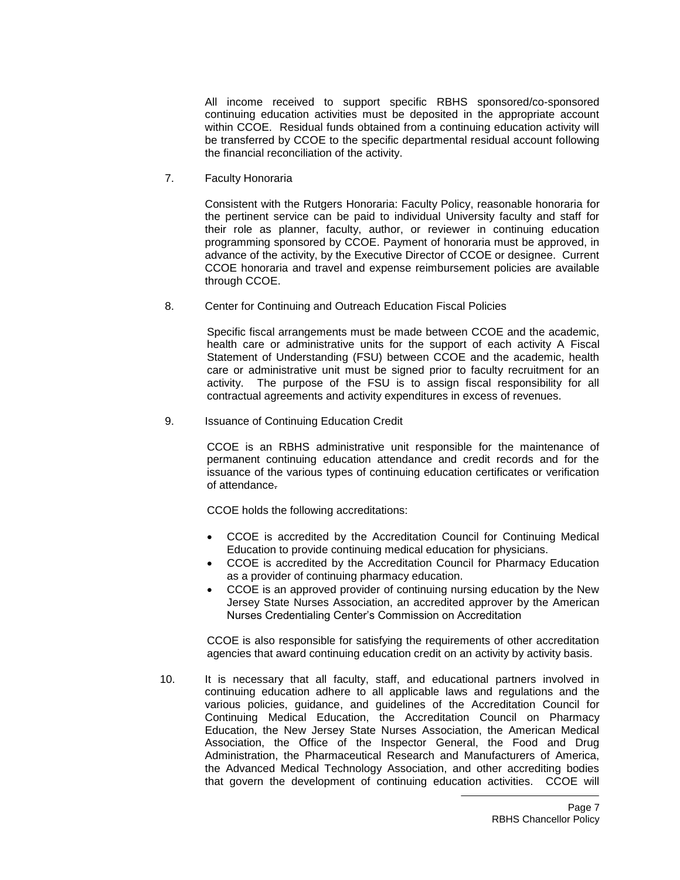All income received to support specific RBHS sponsored/co-sponsored continuing education activities must be deposited in the appropriate account within CCOE. Residual funds obtained from a continuing education activity will be transferred by CCOE to the specific departmental residual account following the financial reconciliation of the activity.

7. Faculty Honoraria

   Consistent with the Rutgers Honoraria: Faculty Policy, reasonable honoraria for the pertinent service can be paid to individual University faculty and staff for their role as planner, faculty, author, or reviewer in continuing education programming sponsored by CCOE. Payment of honoraria must be approved, in advance of the activity, by the Executive Director of CCOE or designee. Current CCOE honoraria and travel and expense reimbursement policies are available through CCOE.

8. Center for Continuing and Outreach Education Fiscal Policies

   Specific fiscal arrangements must be made between CCOE and the academic, health care or administrative units for the support of each activity A Fiscal Statement of Understanding (FSU) between CCOE and the academic, health care or administrative unit must be signed prior to faculty recruitment for an activity. The purpose of the FSU is to assign fiscal responsibility for all contractual agreements and activity expenditures in excess of revenues.

9. Issuance of Continuing Education Credit

   CCOE is an RBHS administrative unit responsible for the maintenance of permanent continuing education attendance and credit records and for the issuance of the various types of continuing education certificates or verification of attendance.

   CCOE holds the following accreditations:

   - CCOE is accredited by the Accreditation Council for Continuing Medical Education to provide continuing medical education for physicians.
   - CCOE is accredited by the Accreditation Council for Pharmacy Education as a provider of continuing pharmacy education.
   - CCOE is an approved provider of continuing nursing education by the New Jersey State Nurses Association, an accredited approver by the American Nurses Credentialing Center's Commission on Accreditation

   CCOE is also responsible for satisfying the requirements of other accreditation agencies that award continuing education credit on an activity by activity basis.

10. It is necessary that all faculty, staff, and educational partners involved in continuing education adhere to all applicable laws and regulations and the various policies, guidance, and guidelines of the Accreditation Council for Continuing Medical Education, the Accreditation Council on Pharmacy Education, the New Jersey State Nurses Association, the American Medical Association, the Office of the Inspector General, the Food and Drug Administration, the Pharmaceutical Research and Manufacturers of America, the Advanced Medical Technology Association, and other accrediting bodies that govern the development of continuing education activities. CCOE will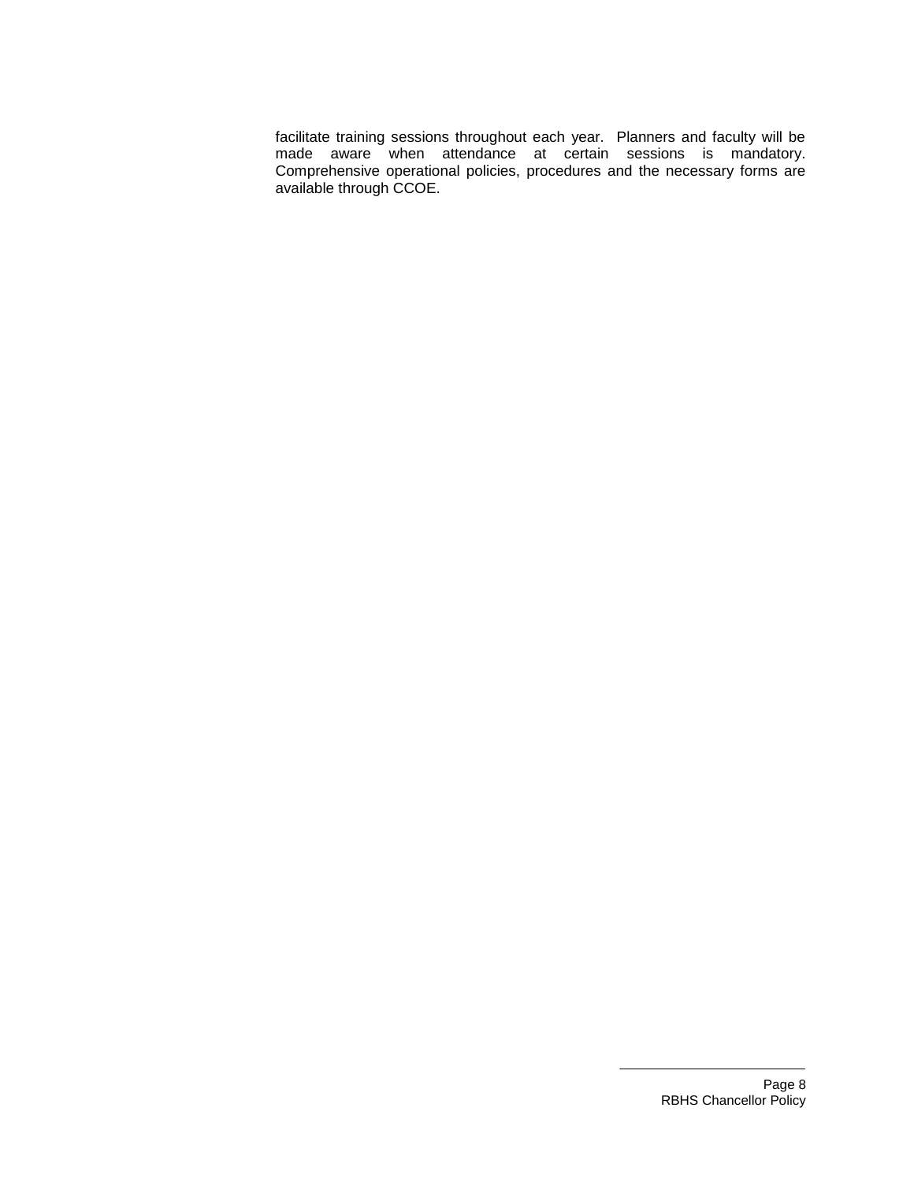facilitate training sessions throughout each year. Planners and faculty will be made aware when attendance at certain sessions is mandatory. Comprehensive operational policies, procedures and the necessary forms are available through CCOE.